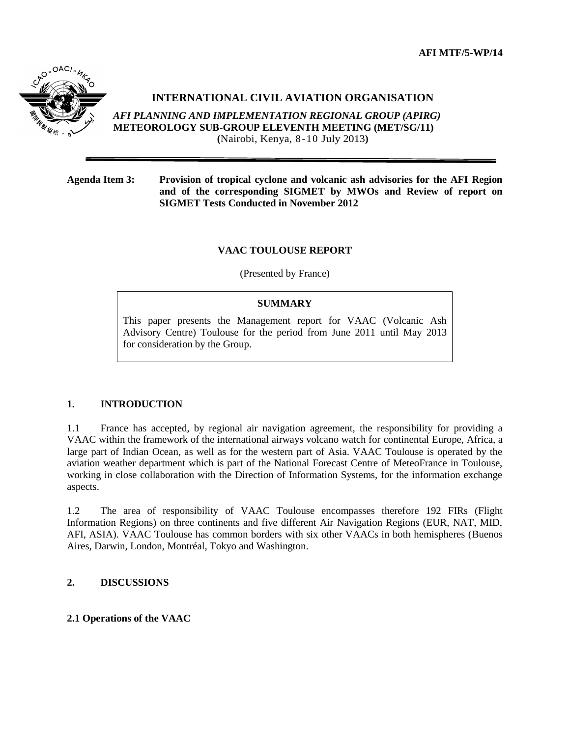AFI MTF/5-WP/14

# INTERNATIONAL CIVIL AVIATION ORGANISATION

***AFI PLANNING AND IMPLEMENTATION REGIONAL GROUP (APIRG)***
**METEOROLOGY SUB-GROUP ELEVENTH MEETING (MET/SG/11)**
**(**Nairobi, Kenya, 8-10 July 2013**)**

---

**Agenda Item 3: Provision of tropical cyclone and volcanic ash advisories for the AFI Region and of the corresponding SIGMET by MWOs and Review of report on SIGMET Tests Conducted in November 2012**

## VAAC TOULOUSE REPORT

(Presented by France)

**SUMMARY**

This paper presents the Management report for VAAC (Volcanic Ash Advisory Centre) Toulouse for the period from June 2011 until May 2013 for consideration by the Group.

## 1. INTRODUCTION

1.1 France has accepted, by regional air navigation agreement, the responsibility for providing a VAAC within the framework of the international airways volcano watch for continental Europe, Africa, a large part of Indian Ocean, as well as for the western part of Asia. VAAC Toulouse is operated by the aviation weather department which is part of the National Forecast Centre of MeteoFrance in Toulouse, working in close collaboration with the Direction of Information Systems, for the information exchange aspects.

1.2 The area of responsibility of VAAC Toulouse encompasses therefore 192 FIRs (Flight Information Regions) on three continents and five different Air Navigation Regions (EUR, NAT, MID, AFI, ASIA). VAAC Toulouse has common borders with six other VAACs in both hemispheres (Buenos Aires, Darwin, London, Montréal, Tokyo and Washington.

## 2. DISCUSSIONS

### 2.1 Operations of the VAAC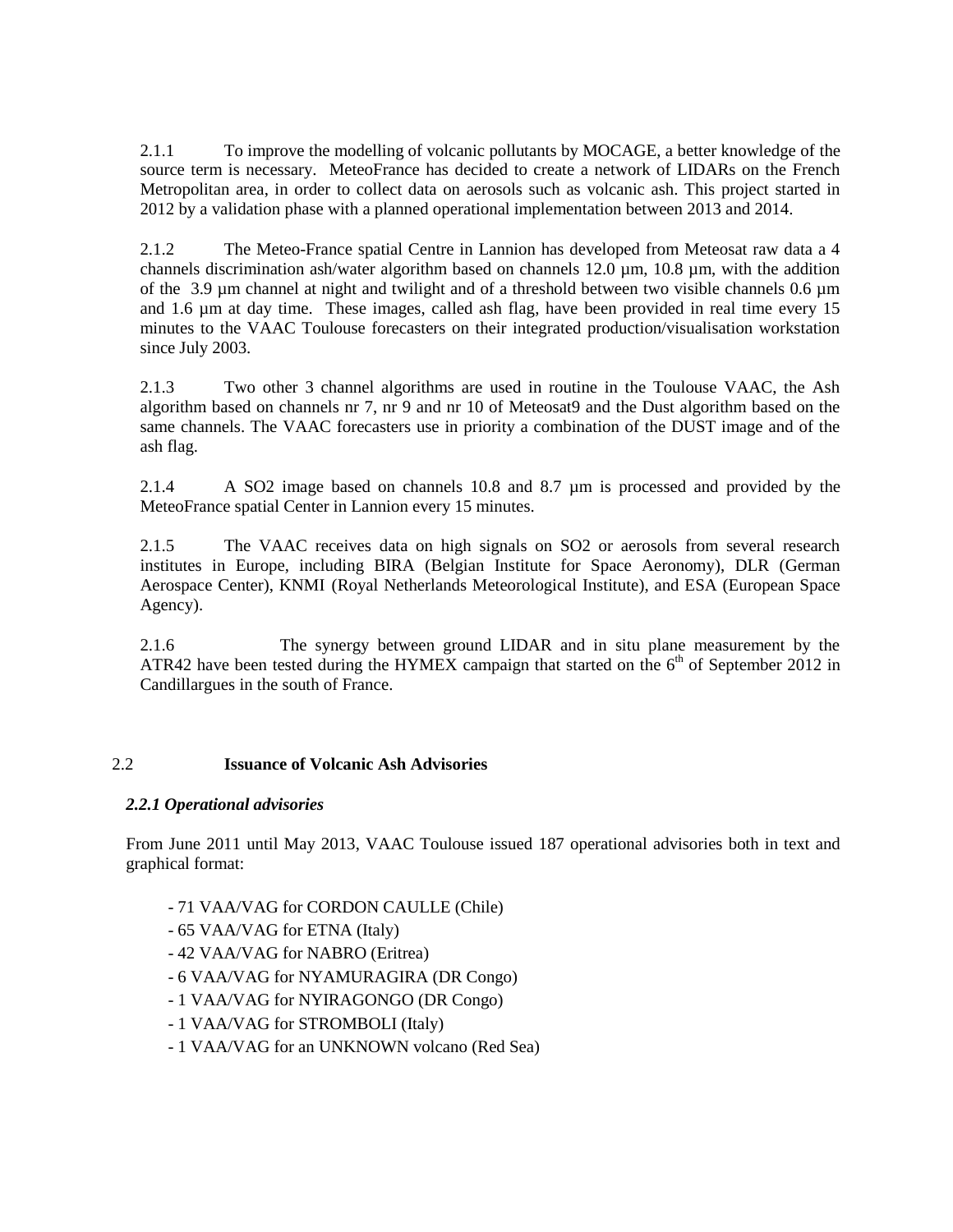2.1.1 To improve the modelling of volcanic pollutants by MOCAGE, a better knowledge of the source term is necessary. MeteoFrance has decided to create a network of LIDARs on the French Metropolitan area, in order to collect data on aerosols such as volcanic ash. This project started in 2012 by a validation phase with a planned operational implementation between 2013 and 2014.

2.1.2 The Meteo-France spatial Centre in Lannion has developed from Meteosat raw data a 4 channels discrimination ash/water algorithm based on channels 12.0 µm, 10.8 µm, with the addition of the 3.9 µm channel at night and twilight and of a threshold between two visible channels 0.6 µm and 1.6 µm at day time. These images, called ash flag, have been provided in real time every 15 minutes to the VAAC Toulouse forecasters on their integrated production/visualisation workstation since July 2003.

2.1.3 Two other 3 channel algorithms are used in routine in the Toulouse VAAC, the Ash algorithm based on channels nr 7, nr 9 and nr 10 of Meteosat9 and the Dust algorithm based on the same channels. The VAAC forecasters use in priority a combination of the DUST image and of the ash flag.

2.1.4 A SO2 image based on channels 10.8 and 8.7 µm is processed and provided by the MeteoFrance spatial Center in Lannion every 15 minutes.

2.1.5 The VAAC receives data on high signals on SO2 or aerosols from several research institutes in Europe, including BIRA (Belgian Institute for Space Aeronomy), DLR (German Aerospace Center), KNMI (Royal Netherlands Meteorological Institute), and ESA (European Space Agency).

2.1.6 The synergy between ground LIDAR and in situ plane measurement by the ATR42 have been tested during the HYMEX campaign that started on the 6th of September 2012 in Candillargues in the south of France.

## 2.2 Issuance of Volcanic Ash Advisories

### *2.2.1 Operational advisories*

From June 2011 until May 2013, VAAC Toulouse issued 187 operational advisories both in text and graphical format:

- 71 VAA/VAG for CORDON CAULLE (Chile)
- 65 VAA/VAG for ETNA (Italy)
- 42 VAA/VAG for NABRO (Eritrea)
- 6 VAA/VAG for NYAMURAGIRA (DR Congo)
- 1 VAA/VAG for NYIRAGONGO (DR Congo)
- 1 VAA/VAG for STROMBOLI (Italy)
- 1 VAA/VAG for an UNKNOWN volcano (Red Sea)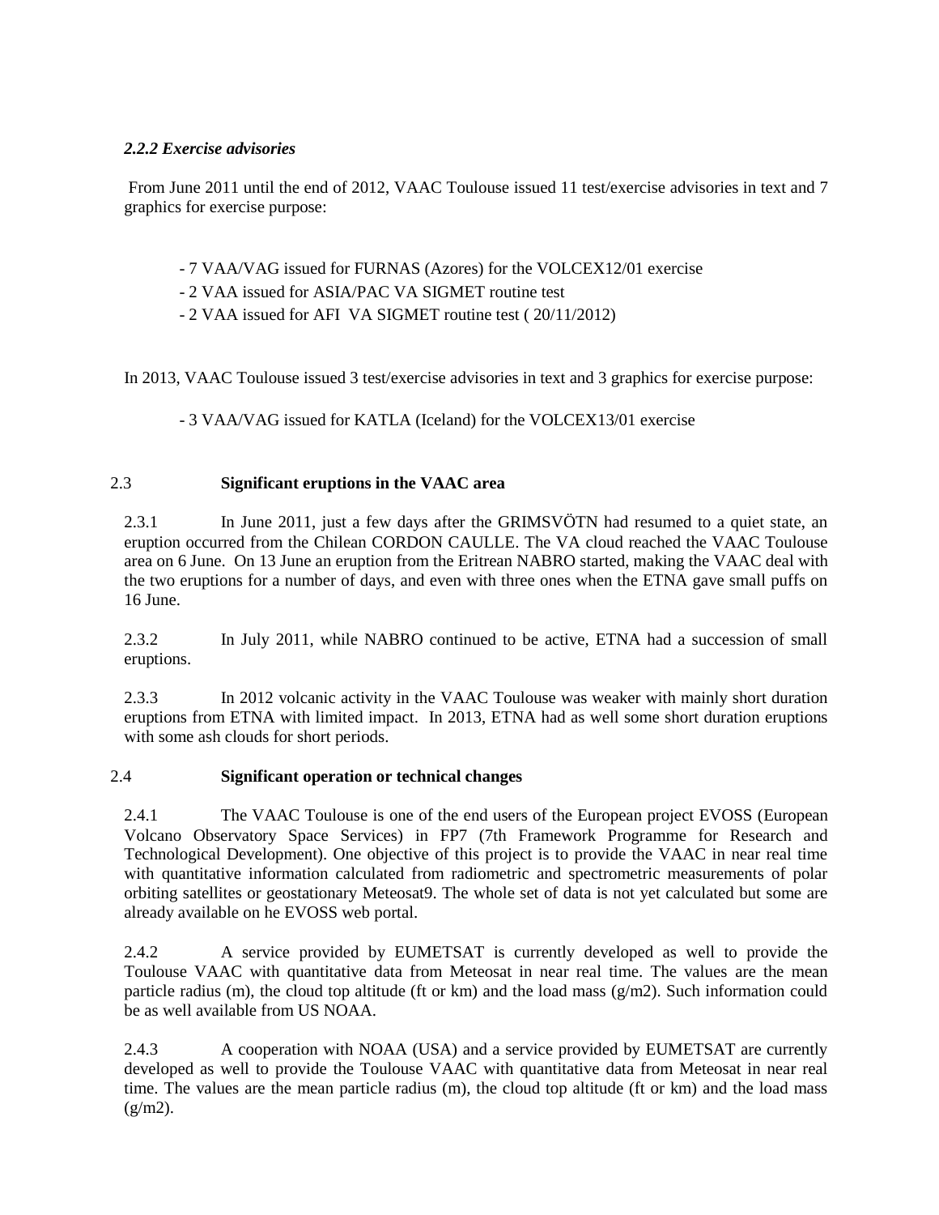#### *2.2.2 Exercise advisories*

From June 2011 until the end of 2012, VAAC Toulouse issued 11 test/exercise advisories in text and 7 graphics for exercise purpose:

- 7 VAA/VAG issued for FURNAS (Azores) for the VOLCEX12/01 exercise
- 2 VAA issued for ASIA/PAC VA SIGMET routine test
- 2 VAA issued for AFI VA SIGMET routine test ( 20/11/2012)

In 2013, VAAC Toulouse issued 3 test/exercise advisories in text and 3 graphics for exercise purpose:

- 3 VAA/VAG issued for KATLA (Iceland) for the VOLCEX13/01 exercise

### 2.3 Significant eruptions in the VAAC area

2.3.1 In June 2011, just a few days after the GRIMSVÖTN had resumed to a quiet state, an eruption occurred from the Chilean CORDON CAULLE. The VA cloud reached the VAAC Toulouse area on 6 June. On 13 June an eruption from the Eritrean NABRO started, making the VAAC deal with the two eruptions for a number of days, and even with three ones when the ETNA gave small puffs on 16 June.

2.3.2 In July 2011, while NABRO continued to be active, ETNA had a succession of small eruptions.

2.3.3 In 2012 volcanic activity in the VAAC Toulouse was weaker with mainly short duration eruptions from ETNA with limited impact. In 2013, ETNA had as well some short duration eruptions with some ash clouds for short periods.

### 2.4 Significant operation or technical changes

2.4.1 The VAAC Toulouse is one of the end users of the European project EVOSS (European Volcano Observatory Space Services) in FP7 (7th Framework Programme for Research and Technological Development). One objective of this project is to provide the VAAC in near real time with quantitative information calculated from radiometric and spectrometric measurements of polar orbiting satellites or geostationary Meteosat9. The whole set of data is not yet calculated but some are already available on he EVOSS web portal.

2.4.2 A service provided by EUMETSAT is currently developed as well to provide the Toulouse VAAC with quantitative data from Meteosat in near real time. The values are the mean particle radius (m), the cloud top altitude (ft or km) and the load mass (g/m2). Such information could be as well available from US NOAA.

2.4.3 A cooperation with NOAA (USA) and a service provided by EUMETSAT are currently developed as well to provide the Toulouse VAAC with quantitative data from Meteosat in near real time. The values are the mean particle radius (m), the cloud top altitude (ft or km) and the load mass (g/m2).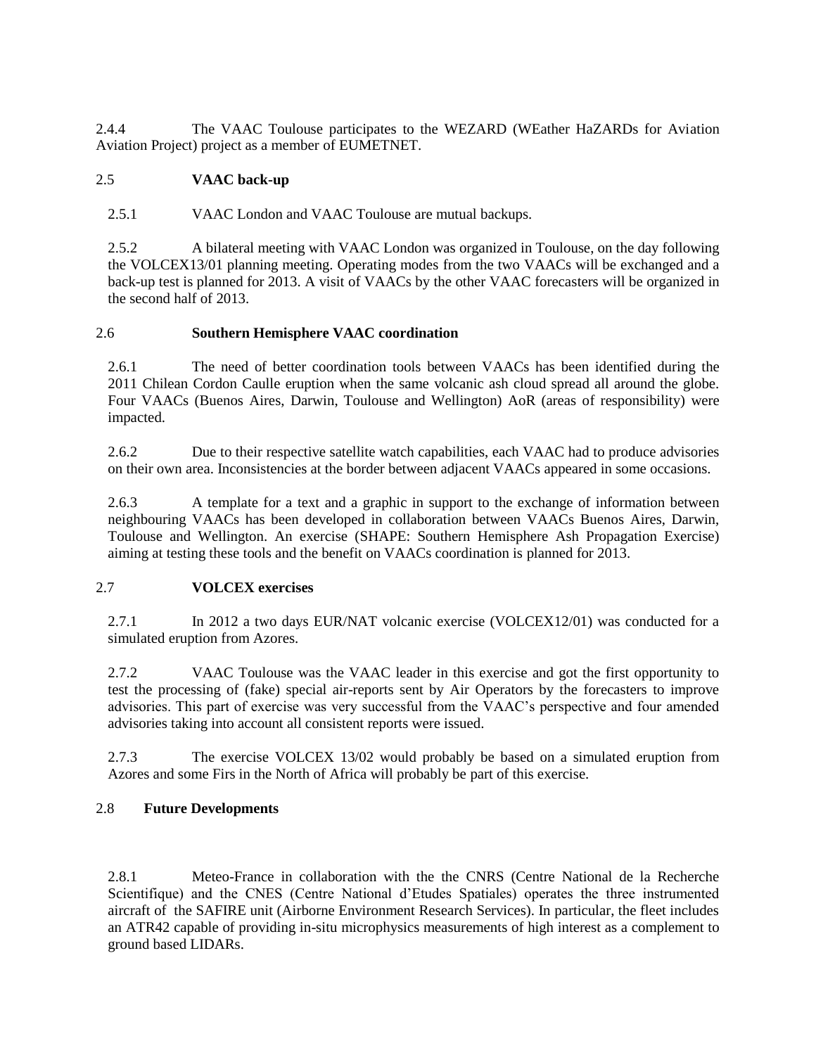2.4.4 The VAAC Toulouse participates to the WEZARD (WEather HaZARDs for Aviation Aviation Project) project as a member of EUMETNET.

## 2.5 **VAAC back-up**

2.5.1 VAAC London and VAAC Toulouse are mutual backups.

2.5.2 A bilateral meeting with VAAC London was organized in Toulouse, on the day following the VOLCEX13/01 planning meeting. Operating modes from the two VAACs will be exchanged and a back-up test is planned for 2013. A visit of VAACs by the other VAAC forecasters will be organized in the second half of 2013.

## 2.6 **Southern Hemisphere VAAC coordination**

2.6.1 The need of better coordination tools between VAACs has been identified during the 2011 Chilean Cordon Caulle eruption when the same volcanic ash cloud spread all around the globe. Four VAACs (Buenos Aires, Darwin, Toulouse and Wellington) AoR (areas of responsibility) were impacted.

2.6.2 Due to their respective satellite watch capabilities, each VAAC had to produce advisories on their own area. Inconsistencies at the border between adjacent VAACs appeared in some occasions.

2.6.3 A template for a text and a graphic in support to the exchange of information between neighbouring VAACs has been developed in collaboration between VAACs Buenos Aires, Darwin, Toulouse and Wellington. An exercise (SHAPE: Southern Hemisphere Ash Propagation Exercise) aiming at testing these tools and the benefit on VAACs coordination is planned for 2013.

## 2.7 **VOLCEX exercises**

2.7.1 In 2012 a two days EUR/NAT volcanic exercise (VOLCEX12/01) was conducted for a simulated eruption from Azores.

2.7.2 VAAC Toulouse was the VAAC leader in this exercise and got the first opportunity to test the processing of (fake) special air-reports sent by Air Operators by the forecasters to improve advisories. This part of exercise was very successful from the VAAC's perspective and four amended advisories taking into account all consistent reports were issued.

2.7.3 The exercise VOLCEX 13/02 would probably be based on a simulated eruption from Azores and some Firs in the North of Africa will probably be part of this exercise.

## 2.8 **Future Developments**

2.8.1 Meteo-France in collaboration with the the CNRS (Centre National de la Recherche Scientifique) and the CNES (Centre National d'Etudes Spatiales) operates the three instrumented aircraft of the SAFIRE unit (Airborne Environment Research Services). In particular, the fleet includes an ATR42 capable of providing in-situ microphysics measurements of high interest as a complement to ground based LIDARs.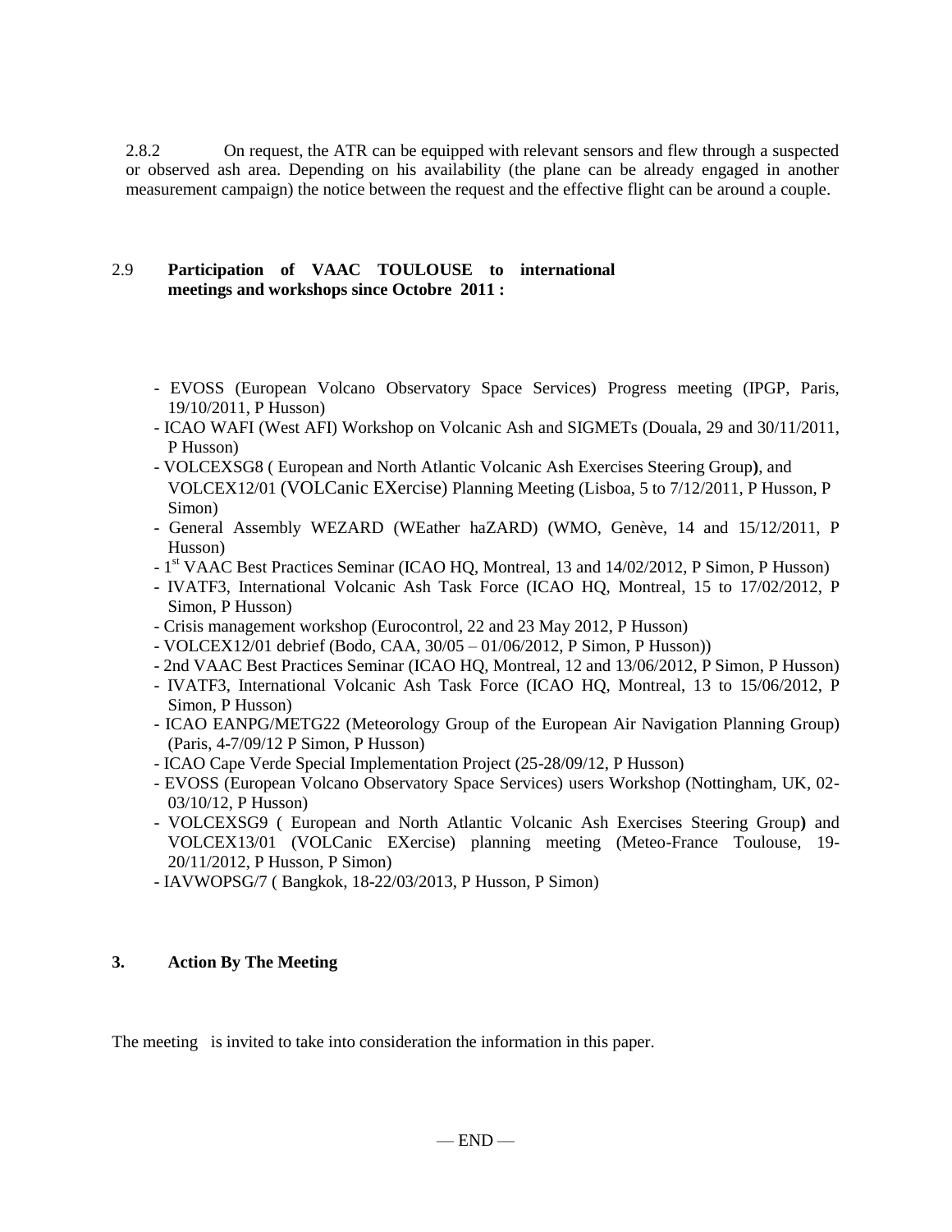2.8.2 On request, the ATR can be equipped with relevant sensors and flew through a suspected or observed ash area. Depending on his availability (the plane can be already engaged in another measurement campaign) the notice between the request and the effective flight can be around a couple.

## 2.9 Participation of VAAC TOULOUSE to international meetings and workshops since Octobre 2011 :

- EVOSS (European Volcano Observatory Space Services) Progress meeting (IPGP, Paris, 19/10/2011, P Husson)
- ICAO WAFI (West AFI) Workshop on Volcanic Ash and SIGMETs (Douala, 29 and 30/11/2011, P Husson)
- VOLCEXSG8 ( European and North Atlantic Volcanic Ash Exercises Steering Group**)**, and VOLCEX12/01 (VOLCanic EXercise) Planning Meeting (Lisboa, 5 to 7/12/2011, P Husson, P Simon)
- General Assembly WEZARD (WEather haZARD) (WMO, Genève, 14 and 15/12/2011, P Husson)
- 1st VAAC Best Practices Seminar (ICAO HQ, Montreal, 13 and 14/02/2012, P Simon, P Husson)
- IVATF3, International Volcanic Ash Task Force (ICAO HQ, Montreal, 15 to 17/02/2012, P Simon, P Husson)
- Crisis management workshop (Eurocontrol, 22 and 23 May 2012, P Husson)
- VOLCEX12/01 debrief (Bodo, CAA, 30/05 – 01/06/2012, P Simon, P Husson))
- 2nd VAAC Best Practices Seminar (ICAO HQ, Montreal, 12 and 13/06/2012, P Simon, P Husson)
- IVATF3, International Volcanic Ash Task Force (ICAO HQ, Montreal, 13 to 15/06/2012, P Simon, P Husson)
- ICAO EANPG/METG22 (Meteorology Group of the European Air Navigation Planning Group) (Paris, 4-7/09/12 P Simon, P Husson)
- ICAO Cape Verde Special Implementation Project (25-28/09/12, P Husson)
- EVOSS (European Volcano Observatory Space Services) users Workshop (Nottingham, UK, 02-03/10/12, P Husson)
- VOLCEXSG9 ( European and North Atlantic Volcanic Ash Exercises Steering Group**)** and VOLCEX13/01 (VOLCanic EXercise) planning meeting (Meteo-France Toulouse, 19-20/11/2012, P Husson, P Simon)
- IAVWOPSG/7 ( Bangkok, 18-22/03/2013, P Husson, P Simon)

## 3. Action By The Meeting

The meeting is invited to take into consideration the information in this paper.

— END —